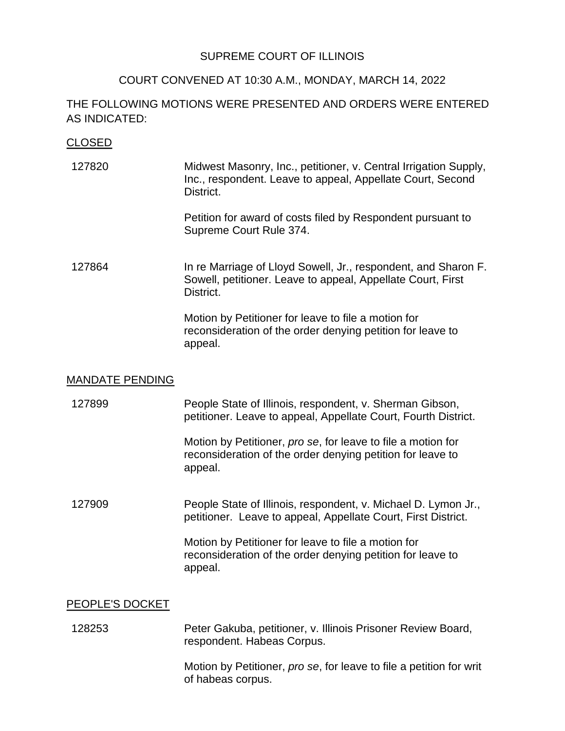SUPREME COURT OF ILLINOIS

COURT CONVENED AT 10:30 A.M., MONDAY, MARCH 14, 2022

THE FOLLOWING MOTIONS WERE PRESENTED AND ORDERS WERE ENTERED AS INDICATED:

CLOSED

127820 — Midwest Masonry, Inc., petitioner, v. Central Irrigation Supply, Inc., respondent. Leave to appeal, Appellate Court, Second District.

Petition for award of costs filed by Respondent pursuant to Supreme Court Rule 374.

127864 — In re Marriage of Lloyd Sowell, Jr., respondent, and Sharon F. Sowell, petitioner. Leave to appeal, Appellate Court, First District.

Motion by Petitioner for leave to file a motion for reconsideration of the order denying petition for leave to appeal.

MANDATE PENDING

127899 — People State of Illinois, respondent, v. Sherman Gibson, petitioner. Leave to appeal, Appellate Court, Fourth District.

Motion by Petitioner, *pro se*, for leave to file a motion for reconsideration of the order denying petition for leave to appeal.

127909 — People State of Illinois, respondent, v. Michael D. Lymon Jr., petitioner. Leave to appeal, Appellate Court, First District.

Motion by Petitioner for leave to file a motion for reconsideration of the order denying petition for leave to appeal.

PEOPLE'S DOCKET

128253 — Peter Gakuba, petitioner, v. Illinois Prisoner Review Board, respondent. Habeas Corpus.

Motion by Petitioner, *pro se*, for leave to file a petition for writ of habeas corpus.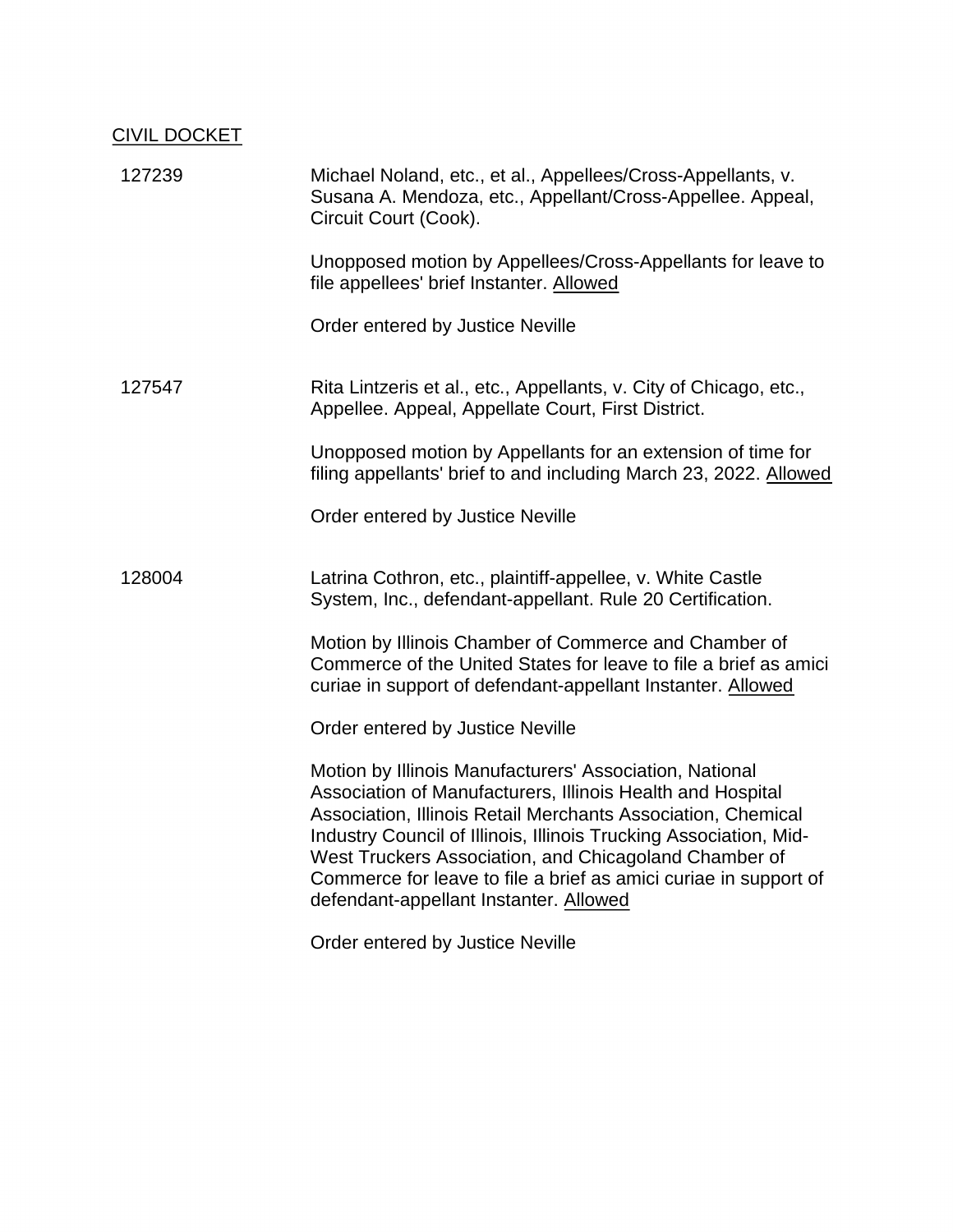CIVIL DOCKET

| | |
|---|---|
| 127239 | Michael Noland, etc., et al., Appellees/Cross-Appellants, v. Susana A. Mendoza, etc., Appellant/Cross-Appellee. Appeal, Circuit Court (Cook).<br><br>Unopposed motion by Appellees/Cross-Appellants for leave to file appellees' brief Instanter. Allowed<br><br>Order entered by Justice Neville |
| 127547 | Rita Lintzeris et al., etc., Appellants, v. City of Chicago, etc., Appellee. Appeal, Appellate Court, First District.<br><br>Unopposed motion by Appellants for an extension of time for filing appellants' brief to and including March 23, 2022. Allowed<br><br>Order entered by Justice Neville |
| 128004 | Latrina Cothron, etc., plaintiff-appellee, v. White Castle System, Inc., defendant-appellant. Rule 20 Certification.<br><br>Motion by Illinois Chamber of Commerce and Chamber of Commerce of the United States for leave to file a brief as amici curiae in support of defendant-appellant Instanter. Allowed<br><br>Order entered by Justice Neville<br><br>Motion by Illinois Manufacturers' Association, National Association of Manufacturers, Illinois Health and Hospital Association, Illinois Retail Merchants Association, Chemical Industry Council of Illinois, Illinois Trucking Association, Mid-West Truckers Association, and Chicagoland Chamber of Commerce for leave to file a brief as amici curiae in support of defendant-appellant Instanter. Allowed<br><br>Order entered by Justice Neville |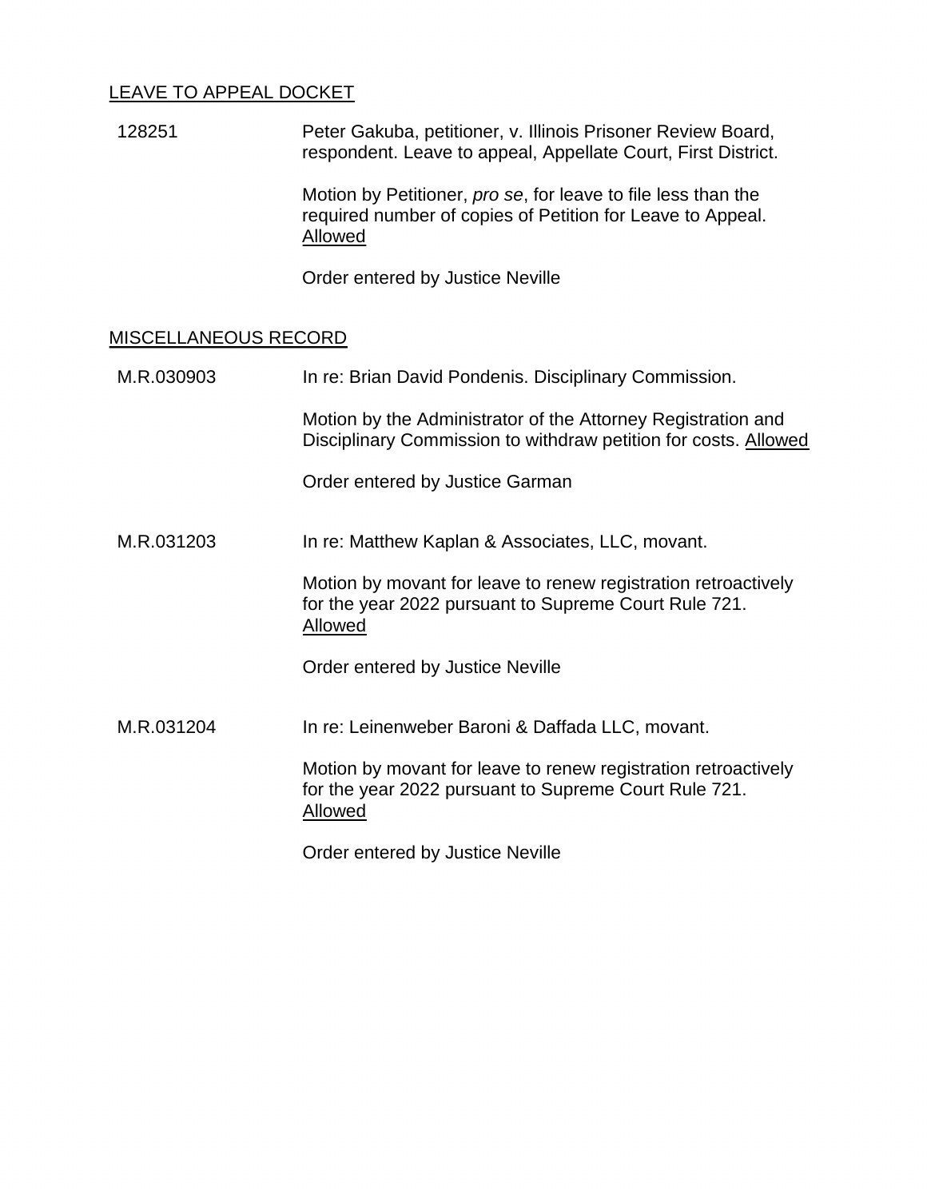LEAVE TO APPEAL DOCKET

128251 Peter Gakuba, petitioner, v. Illinois Prisoner Review Board, respondent. Leave to appeal, Appellate Court, First District.

Motion by Petitioner, *pro se*, for leave to file less than the required number of copies of Petition for Leave to Appeal. Allowed

Order entered by Justice Neville

MISCELLANEOUS RECORD

M.R.030903 In re: Brian David Pondenis. Disciplinary Commission.

Motion by the Administrator of the Attorney Registration and Disciplinary Commission to withdraw petition for costs. Allowed

Order entered by Justice Garman

M.R.031203 In re: Matthew Kaplan & Associates, LLC, movant.

Motion by movant for leave to renew registration retroactively for the year 2022 pursuant to Supreme Court Rule 721. Allowed

Order entered by Justice Neville

M.R.031204 In re: Leinenweber Baroni & Daffada LLC, movant.

Motion by movant for leave to renew registration retroactively for the year 2022 pursuant to Supreme Court Rule 721. Allowed

Order entered by Justice Neville